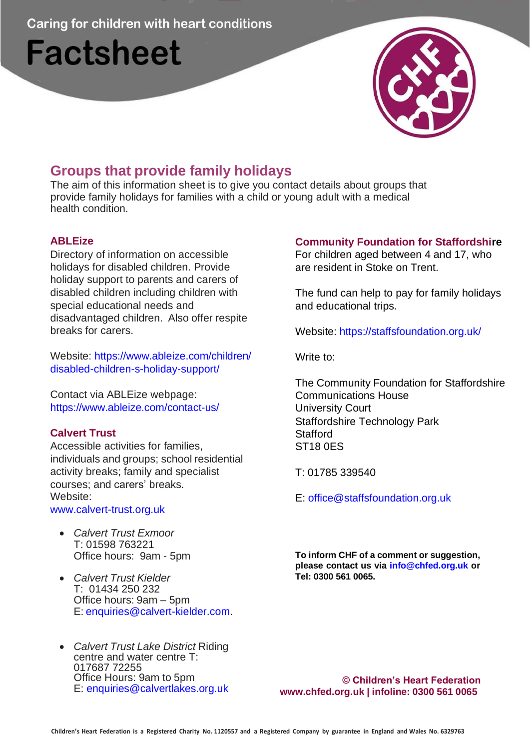Caring for children with heart conditions

# Factsheet

## Groups that provide family holidays

The aim of this information sheet is to give you contact details about groups that provide family holidays for families with a child or young adult with a medical health condition.

### ABLEize

Directory of information on accessible holidays for disabled children. Provide holiday support to parents and carers of disabled children including children with special educational needs and disadvantaged children. Also offer respite breaks for carers.

Website: https://www.ableize.com/children/disabled-children-s-holiday-support/

Contact via ABLEize webpage: https://www.ableize.com/contact-us/

### Calvert Trust

Accessible activities for families, individuals and groups; school residential activity breaks; family and specialist courses; and carers' breaks.
Website: www.calvert-trust.org.uk

- *Calvert Trust Exmoor*
  T: 01598 763221
  Office hours: 9am - 5pm

- *Calvert Trust Kielder*
  T: 01434 250 232
  Office hours: 9am – 5pm
  E: enquiries@calvert-kielder.com.

- *Calvert Trust Lake District* Riding centre and water centre T: 017687 72255
  Office Hours: 9am to 5pm
  E: enquiries@calvertlakes.org.uk

### Community Foundation for Staffordshire

For children aged between 4 and 17, who are resident in Stoke on Trent.

The fund can help to pay for family holidays and educational trips.

Website: https://staffsfoundation.org.uk/

Write to:

The Community Foundation for Staffordshire
Communications House
University Court
Staffordshire Technology Park
Stafford
ST18 0ES

T: 01785 339540

E: office@staffsfoundation.org.uk

**To inform CHF of a comment or suggestion, please contact us via info@chfed.org.uk or Tel: 0300 561 0065.**

**© Children's Heart Federation**
**www.chfed.org.uk | infoline: 0300 561 0065**

**Children's Heart Federation is a Registered Charity No. 1120557 and a Registered Company by guarantee in England and Wales No. 6329763**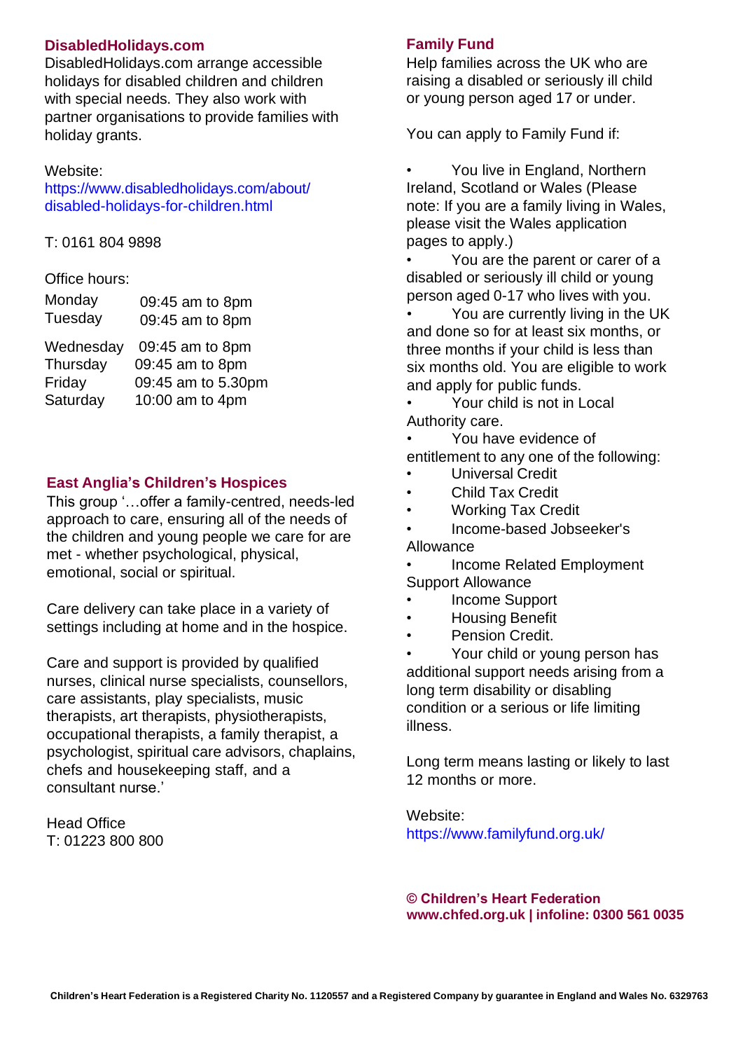## DisabledHolidays.com

DisabledHolidays.com arrange accessible holidays for disabled children and children with special needs. They also work with partner organisations to provide families with holiday grants.

Website:
https://www.disabledholidays.com/about/disabled-holidays-for-children.html

T: 0161 804 9898

Office hours:

| | |
|---|---|
| Monday | 09:45 am to 8pm |
| Tuesday | 09:45 am to 8pm |
| Wednesday | 09:45 am to 8pm |
| Thursday | 09:45 am to 8pm |
| Friday | 09:45 am to 5.30pm |
| Saturday | 10:00 am to 4pm |

## East Anglia's Children's Hospices

This group '…offer a family-centred, needs-led approach to care, ensuring all of the needs of the children and young people we care for are met - whether psychological, physical, emotional, social or spiritual.

Care delivery can take place in a variety of settings including at home and in the hospice.

Care and support is provided by qualified nurses, clinical nurse specialists, counsellors, care assistants, play specialists, music therapists, art therapists, physiotherapists, occupational therapists, a family therapist, a psychologist, spiritual care advisors, chaplains, chefs and housekeeping staff, and a consultant nurse.'

Head Office
T: 01223 800 800

## Family Fund

Help families across the UK who are raising a disabled or seriously ill child or young person aged 17 or under.

You can apply to Family Fund if:

- You live in England, Northern Ireland, Scotland or Wales (Please note: If you are a family living in Wales, please visit the Wales application pages to apply.)
- You are the parent or carer of a disabled or seriously ill child or young person aged 0-17 who lives with you.
- You are currently living in the UK and done so for at least six months, or three months if your child is less than six months old. You are eligible to work and apply for public funds.
- Your child is not in Local Authority care.
- You have evidence of entitlement to any one of the following:
- Universal Credit
- Child Tax Credit
- Working Tax Credit
- Income-based Jobseeker's Allowance
- Income Related Employment Support Allowance
- Income Support
- Housing Benefit
- Pension Credit.
- Your child or young person has additional support needs arising from a long term disability or disabling condition or a serious or life limiting illness.

Long term means lasting or likely to last 12 months or more.

Website:
https://www.familyfund.org.uk/

**© Children's Heart Federation**
**www.chfed.org.uk | infoline: 0300 561 0035**

**Children's Heart Federation is a Registered Charity No. 1120557 and a Registered Company by guarantee in England and Wales No. 6329763**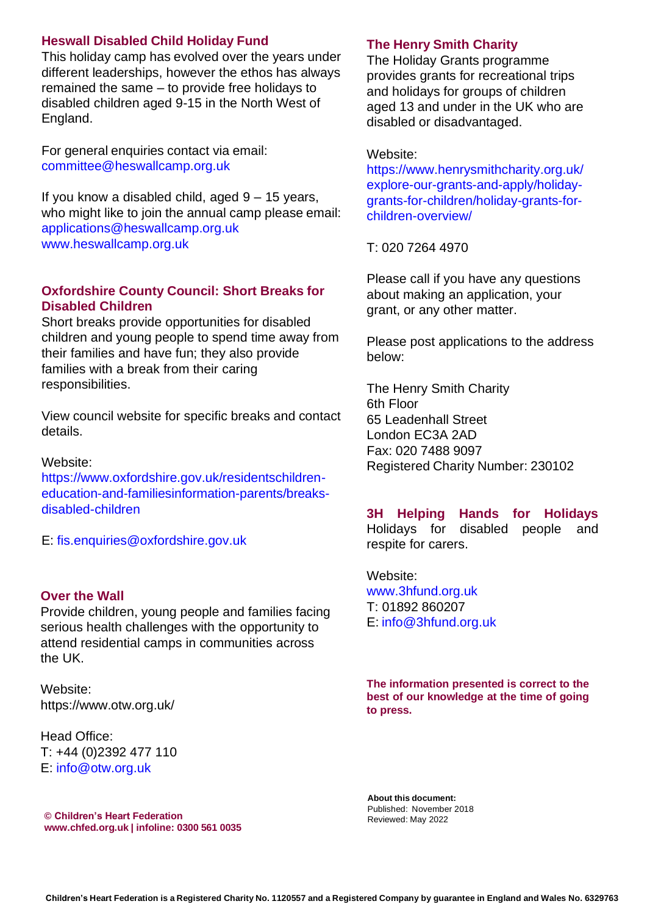### Heswall Disabled Child Holiday Fund

This holiday camp has evolved over the years under different leaderships, however the ethos has always remained the same – to provide free holidays to disabled children aged 9-15 in the North West of England.

For general enquiries contact via email:
committee@heswallcamp.org.uk

If you know a disabled child, aged 9 – 15 years, who might like to join the annual camp please email:
applications@heswallcamp.org.uk
www.heswallcamp.org.uk

### Oxfordshire County Council: Short Breaks for Disabled Children

Short breaks provide opportunities for disabled children and young people to spend time away from their families and have fun; they also provide families with a break from their caring responsibilities.

View council website for specific breaks and contact details.

Website:
https://www.oxfordshire.gov.uk/residentschildren-education-and-familiesinformation-parents/breaks-disabled-children

E: fis.enquiries@oxfordshire.gov.uk

### Over the Wall

Provide children, young people and families facing serious health challenges with the opportunity to attend residential camps in communities across the UK.

Website:
https://www.otw.org.uk/

Head Office:
T: +44 (0)2392 477 110
E: info@otw.org.uk

### The Henry Smith Charity

The Holiday Grants programme provides grants for recreational trips and holidays for groups of children aged 13 and under in the UK who are disabled or disadvantaged.

Website:
https://www.henrysmithcharity.org.uk/explore-our-grants-and-apply/holiday-grants-for-children/holiday-grants-for-children-overview/

T: 020 7264 4970

Please call if you have any questions about making an application, your grant, or any other matter.

Please post applications to the address below:

The Henry Smith Charity
6th Floor
65 Leadenhall Street
London EC3A 2AD
Fax: 020 7488 9097
Registered Charity Number: 230102

### 3H Helping Hands for Holidays

Holidays for disabled people and respite for carers.

Website:
www.3hfund.org.uk
T: 01892 860207
E: info@3hfund.org.uk

**The information presented is correct to the best of our knowledge at the time of going to press.**

**© Children's Heart Federation**
**www.chfed.org.uk | infoline: 0300 561 0035**

**About this document:**
Published: November 2018
Reviewed: May 2022

**Children's Heart Federation is a Registered Charity No. 1120557 and a Registered Company by guarantee in England and Wales No. 6329763**